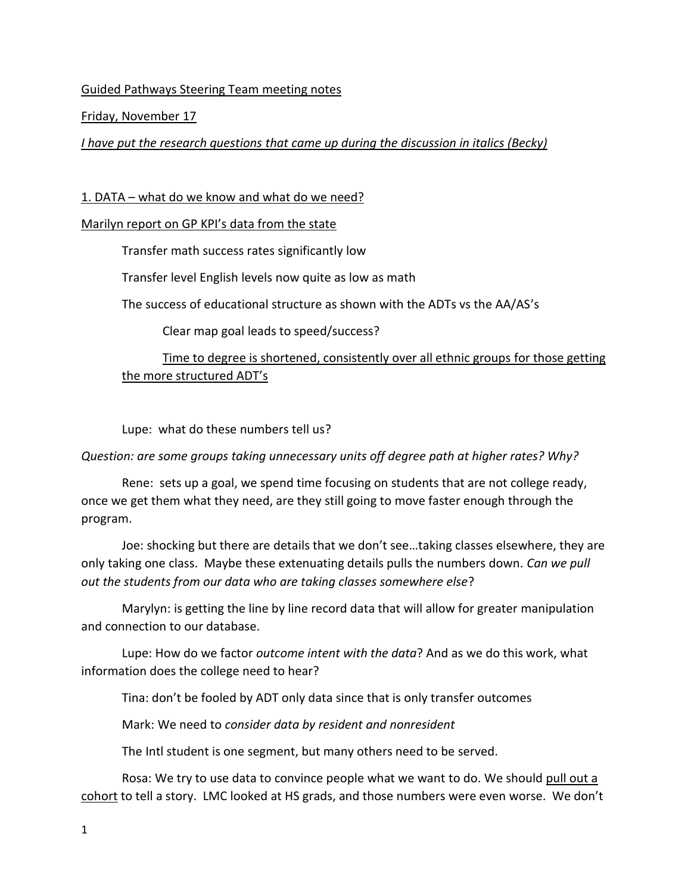<u>Guided Pathways Steering Team meeting notes</u>

<u>Friday, November 17</u>

*<u>I have put the research questions that came up during the discussion in italics (Becky)</u>*

<u>1. DATA – what do we know and what do we need?</u>

<u>Marilyn report on GP KPI's data from the state</u>

Transfer math success rates significantly low

Transfer level English levels now quite as low as math

The success of educational structure as shown with the ADTs vs the AA/AS's

Clear map goal leads to speed/success?

<u>Time to degree is shortened, consistently over all ethnic groups for those getting the more structured ADT's</u>

Lupe: what do these numbers tell us?

*Question: are some groups taking unnecessary units off degree path at higher rates? Why?*

Rene: sets up a goal, we spend time focusing on students that are not college ready, once we get them what they need, are they still going to move faster enough through the program.

Joe: shocking but there are details that we don't see…taking classes elsewhere, they are only taking one class. Maybe these extenuating details pulls the numbers down. *Can we pull out the students from our data who are taking classes somewhere else*?

Marylyn: is getting the line by line record data that will allow for greater manipulation and connection to our database.

Lupe: How do we factor *outcome intent with the data*? And as we do this work, what information does the college need to hear?

Tina: don't be fooled by ADT only data since that is only transfer outcomes

Mark: We need to *consider data by resident and nonresident*

The Intl student is one segment, but many others need to be served.

Rosa: We try to use data to convince people what we want to do. We should <u>pull out a cohort</u> to tell a story. LMC looked at HS grads, and those numbers were even worse. We don't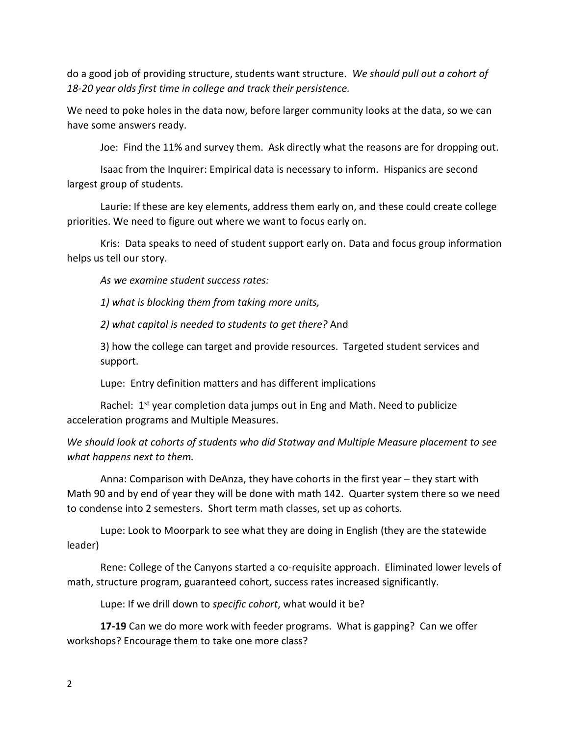do a good job of providing structure, students want structure. *We should pull out a cohort of 18-20 year olds first time in college and track their persistence.*

We need to poke holes in the data now, before larger community looks at the data, so we can have some answers ready.

Joe: Find the 11% and survey them. Ask directly what the reasons are for dropping out.

Isaac from the Inquirer: Empirical data is necessary to inform. Hispanics are second largest group of students.

Laurie: If these are key elements, address them early on, and these could create college priorities. We need to figure out where we want to focus early on.

Kris: Data speaks to need of student support early on. Data and focus group information helps us tell our story.

*As we examine student success rates:*

*1) what is blocking them from taking more units,*

*2) what capital is needed to students to get there?* And

3) how the college can target and provide resources. Targeted student services and support.

Lupe: Entry definition matters and has different implications

Rachel: 1st year completion data jumps out in Eng and Math. Need to publicize acceleration programs and Multiple Measures.

*We should look at cohorts of students who did Statway and Multiple Measure placement to see what happens next to them.*

Anna: Comparison with DeAnza, they have cohorts in the first year – they start with Math 90 and by end of year they will be done with math 142. Quarter system there so we need to condense into 2 semesters. Short term math classes, set up as cohorts.

Lupe: Look to Moorpark to see what they are doing in English (they are the statewide leader)

Rene: College of the Canyons started a co-requisite approach. Eliminated lower levels of math, structure program, guaranteed cohort, success rates increased significantly.

Lupe: If we drill down to *specific cohort*, what would it be?

**17-19** Can we do more work with feeder programs. What is gapping? Can we offer workshops? Encourage them to take one more class?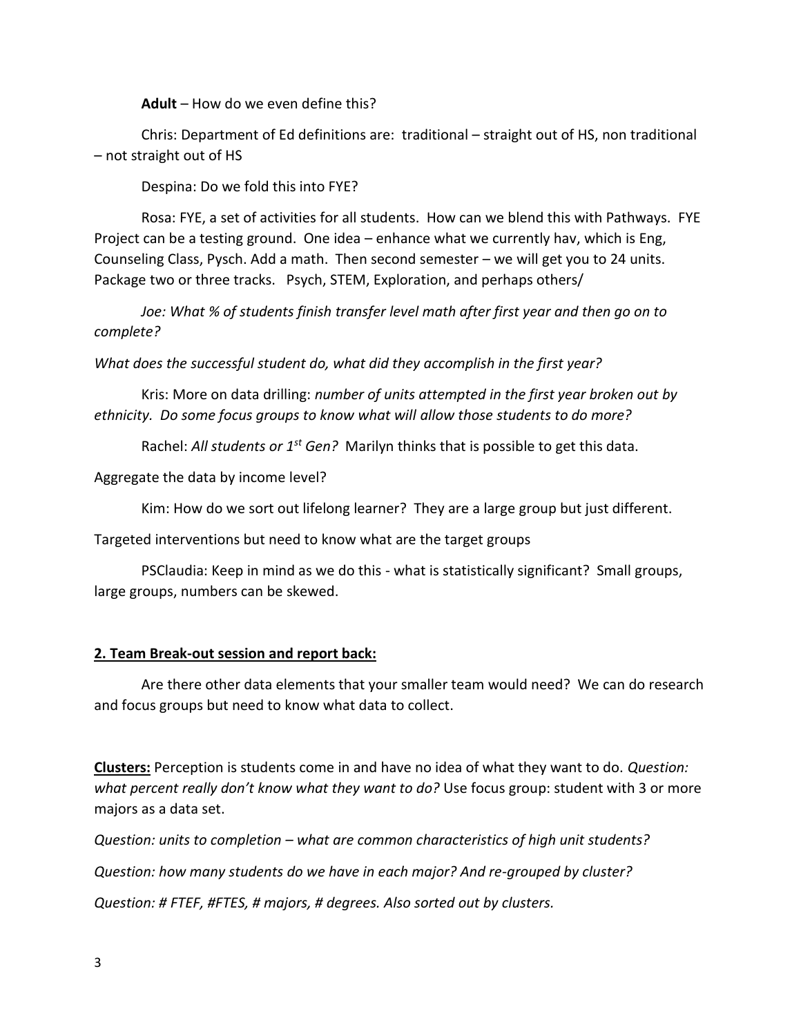**Adult** – How do we even define this?

Chris: Department of Ed definitions are: traditional – straight out of HS, non traditional – not straight out of HS

Despina: Do we fold this into FYE?

Rosa: FYE, a set of activities for all students. How can we blend this with Pathways. FYE Project can be a testing ground. One idea – enhance what we currently hav, which is Eng, Counseling Class, Pysch. Add a math. Then second semester – we will get you to 24 units. Package two or three tracks. Psych, STEM, Exploration, and perhaps others/

*Joe: What % of students finish transfer level math after first year and then go on to complete?*

*What does the successful student do, what did they accomplish in the first year?*

Kris: More on data drilling: *number of units attempted in the first year broken out by ethnicity. Do some focus groups to know what will allow those students to do more?*

Rachel: *All students or 1st Gen?* Marilyn thinks that is possible to get this data.

Aggregate the data by income level?

Kim: How do we sort out lifelong learner? They are a large group but just different.

Targeted interventions but need to know what are the target groups

PSClaudia: Keep in mind as we do this - what is statistically significant? Small groups, large groups, numbers can be skewed.

**2. Team Break-out session and report back:**

Are there other data elements that your smaller team would need? We can do research and focus groups but need to know what data to collect.

**Clusters:** Perception is students come in and have no idea of what they want to do. *Question: what percent really don't know what they want to do?* Use focus group: student with 3 or more majors as a data set.

*Question: units to completion – what are common characteristics of high unit students?*

*Question: how many students do we have in each major? And re-grouped by cluster?*

*Question: # FTEF, #FTES, # majors, # degrees. Also sorted out by clusters.*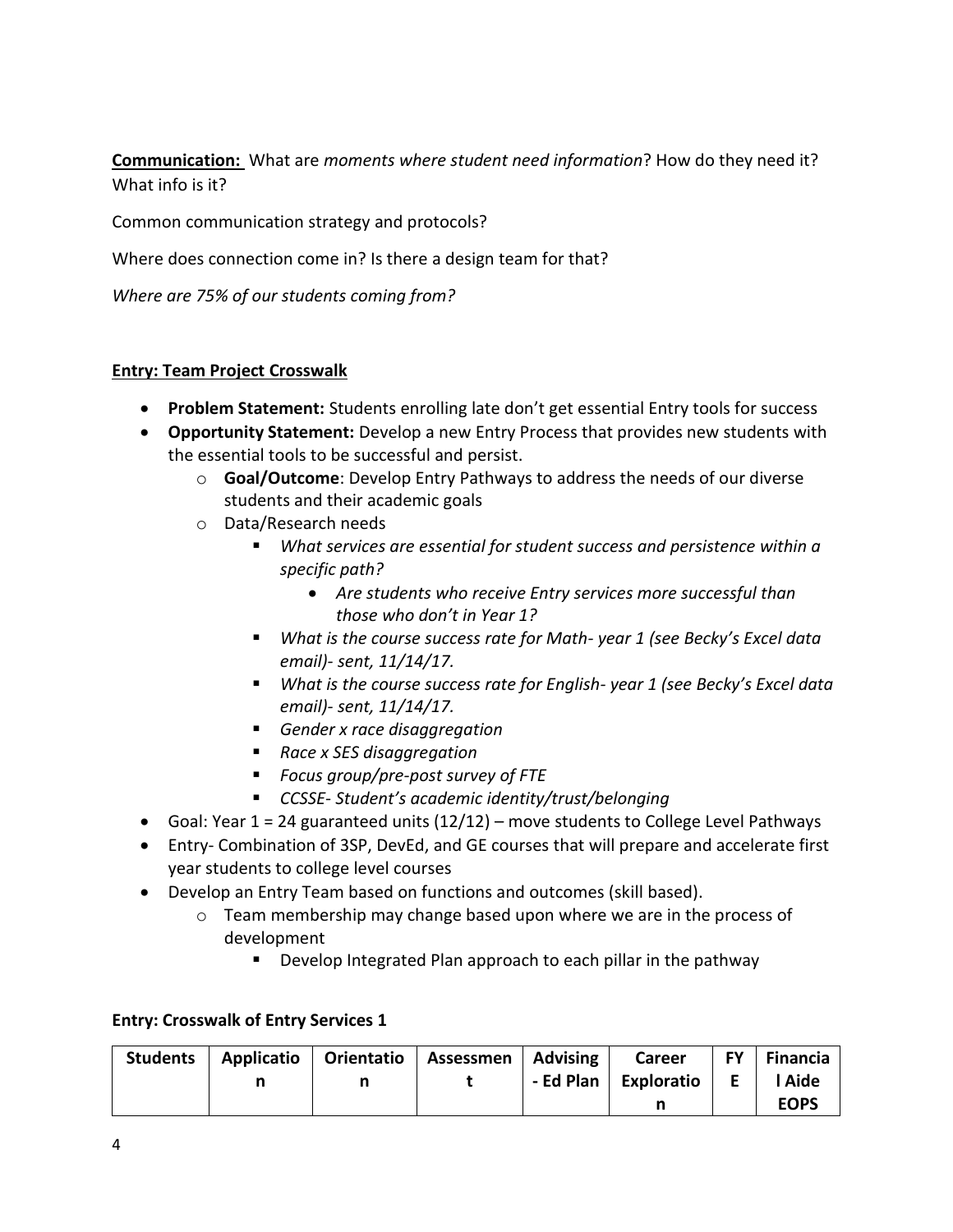**Communication:** What are *moments where student need information*? How do they need it? What info is it?

Common communication strategy and protocols?

Where does connection come in? Is there a design team for that?

*Where are 75% of our students coming from?*

**Entry: Team Project Crosswalk**

- **Problem Statement:** Students enrolling late don't get essential Entry tools for success
- **Opportunity Statement:** Develop a new Entry Process that provides new students with the essential tools to be successful and persist.
    - **Goal/Outcome**: Develop Entry Pathways to address the needs of our diverse students and their academic goals
    - Data/Research needs
        - *What services are essential for student success and persistence within a specific path?*
            - *Are students who receive Entry services more successful than those who don't in Year 1?*
        - *What is the course success rate for Math- year 1 (see Becky's Excel data email)- sent, 11/14/17.*
        - *What is the course success rate for English- year 1 (see Becky's Excel data email)- sent, 11/14/17.*
        - *Gender x race disaggregation*
        - *Race x SES disaggregation*
        - *Focus group/pre-post survey of FTE*
        - *CCSSE- Student's academic identity/trust/belonging*
- Goal: Year 1 = 24 guaranteed units (12/12) – move students to College Level Pathways
- Entry- Combination of 3SP, DevEd, and GE courses that will prepare and accelerate first year students to college level courses
- Develop an Entry Team based on functions and outcomes (skill based).
    - Team membership may change based upon where we are in the process of development
        - Develop Integrated Plan approach to each pillar in the pathway

**Entry: Crosswalk of Entry Services 1**

| Students | Application | Orientation | Assessment | Advising - Ed Plan | Career Exploration | FYE | Financial Aide EOPS |
|---|---|---|---|---|---|---|---|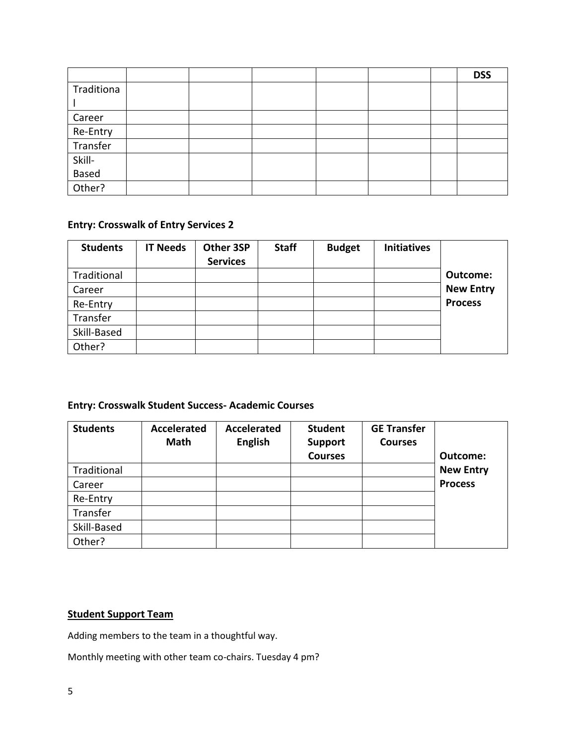| | | | | | | | DSS |
|---|---|---|---|---|---|---|---|
| Traditional | | | | | | | |
| Career | | | | | | | |
| Re-Entry | | | | | | | |
| Transfer | | | | | | | |
| Skill-Based | | | | | | | |
| Other? | | | | | | | |

**Entry: Crosswalk of Entry Services 2**

| Students | IT Needs | Other 3SP Services | Staff | Budget | Initiatives | |
|---|---|---|---|---|---|---|
| Traditional | | | | | | **Outcome: New Entry Process** |
| Career | | | | | | |
| Re-Entry | | | | | | |
| Transfer | | | | | | |
| Skill-Based | | | | | | |
| Other? | | | | | | |

**Entry: Crosswalk Student Success- Academic Courses**

| Students | Accelerated Math | Accelerated English | Student Support Courses | GE Transfer Courses | |
|---|---|---|---|---|---|
| Traditional | | | | | **Outcome: New Entry Process** |
| Career | | | | | |
| Re-Entry | | | | | |
| Transfer | | | | | |
| Skill-Based | | | | | |
| Other? | | | | | |

**<u>Student Support Team</u>**

Adding members to the team in a thoughtful way.

Monthly meeting with other team co-chairs. Tuesday 4 pm?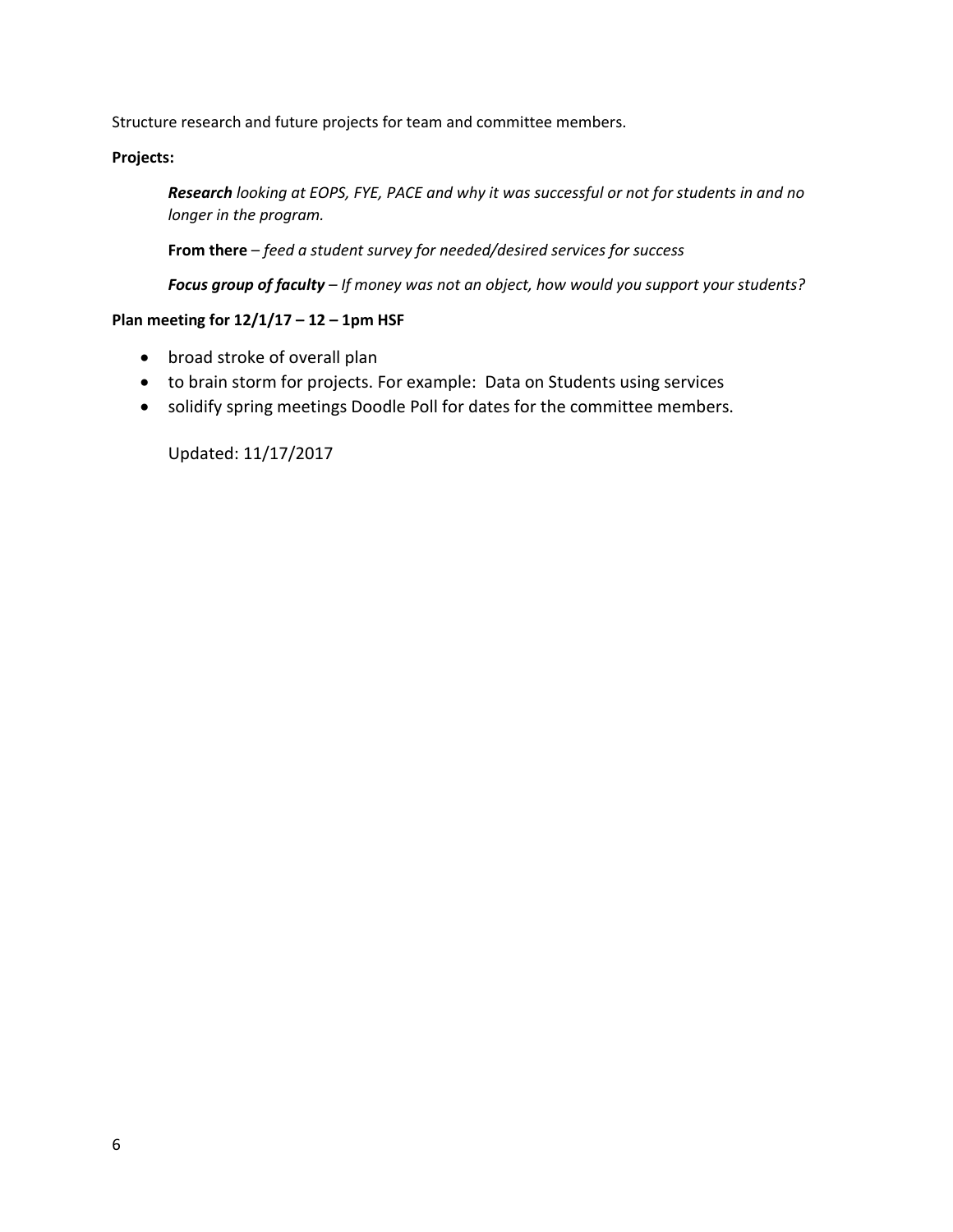Structure research and future projects for team and committee members.

**Projects:**

> ***Research*** *looking at EOPS, FYE, PACE and why it was successful or not for students in and no longer in the program.*
>
> **From there** – *feed a student survey for needed/desired services for success*
>
> ***Focus group of faculty*** *– If money was not an object, how would you support your students?*

**Plan meeting for 12/1/17 – 12 – 1pm HSF**

- broad stroke of overall plan
- to brain storm for projects. For example: Data on Students using services
- solidify spring meetings Doodle Poll for dates for the committee members.

Updated: 11/17/2017